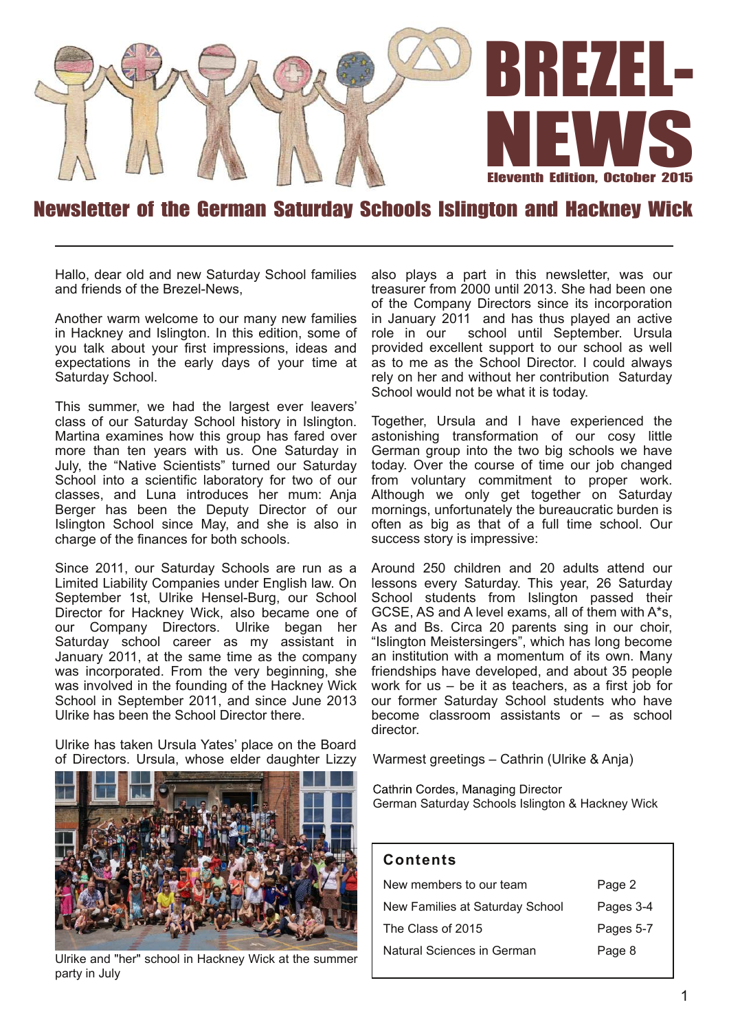# BREZEL-NEWS

Eleventh Edition, October 2015

## Newsletter of the German Saturday Schools Islington and Hackney Wick

Hallo, dear old and new Saturday School families and friends of the Brezel-News,

Another warm welcome to our many new families in Hackney and Islington. In this edition, some of you talk about your first impressions, ideas and expectations in the early days of your time at Saturday School.

This summer, we had the largest ever leavers' class of our Saturday School history in Islington. Martina examines how this group has fared over more than ten years with us. One Saturday in July, the "Native Scientists" turned our Saturday School into a scientific laboratory for two of our classes, and Luna introduces her mum: Anja Berger has been the Deputy Director of our Islington School since May, and she is also in charge of the finances for both schools.

Since 2011, our Saturday Schools are run as a Limited Liability Companies under English law. On September 1st, Ulrike Hensel-Burg, our School Director for Hackney Wick, also became one of our Company Directors. Ulrike began her Saturday school career as my assistant in January 2011, at the same time as the company was incorporated. From the very beginning, she was involved in the founding of the Hackney Wick School in September 2011, and since June 2013 Ulrike has been the School Director there.

Ulrike has taken Ursula Yates' place on the Board of Directors. Ursula, whose elder daughter Lizzy also plays a part in this newsletter, was our treasurer from 2000 until 2013. She had been one of the Company Directors since its incorporation in January 2011 and has thus played an active role in our school until September. Ursula provided excellent support to our school as well as to me as the School Director. I could always rely on her and without her contribution Saturday School would not be what it is today.

Ulrike and "her" school in Hackney Wick at the summer party in July

Together, Ursula and I have experienced the astonishing transformation of our cosy little German group into the two big schools we have today. Over the course of time our job changed from voluntary commitment to proper work. Although we only get together on Saturday mornings, unfortunately the bureaucratic burden is often as big as that of a full time school. Our success story is impressive:

Around 250 children and 20 adults attend our lessons every Saturday. This year, 26 Saturday School students from Islington passed their GCSE, AS and A level exams, all of them with A*s, As and Bs. Circa 20 parents sing in our choir, "Islington Meistersingers", which has long become an institution with a momentum of its own. Many friendships have developed, and about 35 people work for us – be it as teachers, as a first job for our former Saturday School students who have become classroom assistants or – as school director.

Warmest greetings – Cathrin (Ulrike & Anja)

Cathrin Cordes, Managing Director
German Saturday Schools Islington & Hackney Wick

**Contents**

| | |
|---|---|
| New members to our team | Page 2 |
| New Families at Saturday School | Pages 3-4 |
| The Class of 2015 | Pages 5-7 |
| Natural Sciences in German | Page 8 |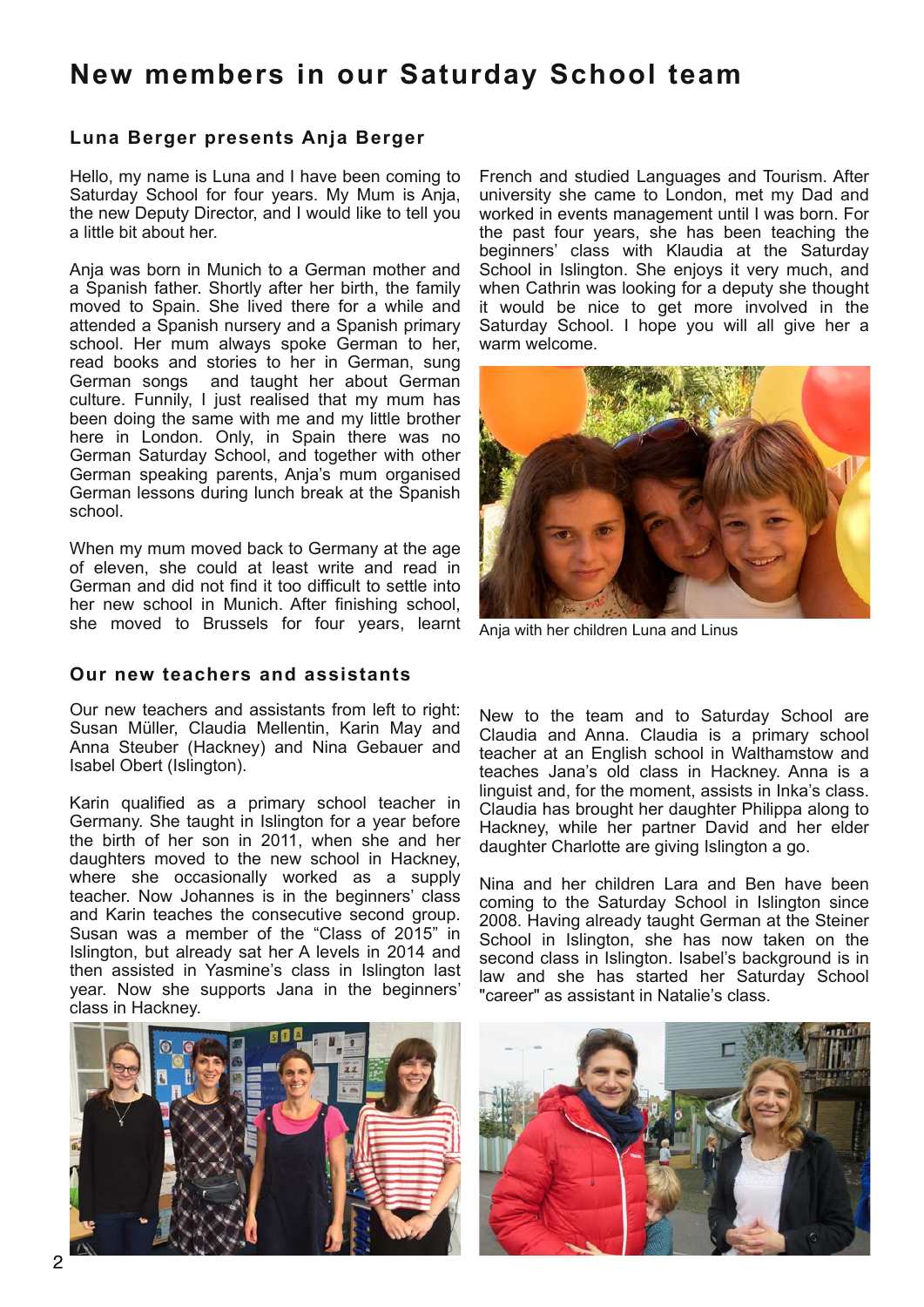# New members in our Saturday School team

## Luna Berger presents Anja Berger

Hello, my name is Luna and I have been coming to Saturday School for four years. My Mum is Anja, the new Deputy Director, and I would like to tell you a little bit about her.

Anja was born in Munich to a German mother and a Spanish father. Shortly after her birth, the family moved to Spain. She lived there for a while and attended a Spanish nursery and a Spanish primary school. Her mum always spoke German to her, read books and stories to her in German, sung German songs and taught her about German culture. Funnily, I just realised that my mum has been doing the same with me and my little brother here in London. Only, in Spain there was no German Saturday School, and together with other German speaking parents, Anja's mum organised German lessons during lunch break at the Spanish school.

When my mum moved back to Germany at the age of eleven, she could at least write and read in German and did not find it too difficult to settle into her new school in Munich. After finishing school, she moved to Brussels for four years, learnt French and studied Languages and Tourism. After university she came to London, met my Dad and worked in events management until I was born. For the past four years, she has been teaching the beginners' class with Klaudia at the Saturday School in Islington. She enjoys it very much, and when Cathrin was looking for a deputy she thought it would be nice to get more involved in the Saturday School. I hope you will all give her a warm welcome.

Anja with her children Luna and Linus

## Our new teachers and assistants

Our new teachers and assistants from left to right: Susan Müller, Claudia Mellentin, Karin May and Anna Steuber (Hackney) and Nina Gebauer and Isabel Obert (Islington).

Karin qualified as a primary school teacher in Germany. She taught in Islington for a year before the birth of her son in 2011, when she and her daughters moved to the new school in Hackney, where she occasionally worked as a supply teacher. Now Johannes is in the beginners' class and Karin teaches the consecutive second group. Susan was a member of the "Class of 2015" in Islington, but already sat her A levels in 2014 and then assisted in Yasmine's class in Islington last year. Now she supports Jana in the beginners' class in Hackney.

New to the team and to Saturday School are Claudia and Anna. Claudia is a primary school teacher at an English school in Walthamstow and teaches Jana's old class in Hackney. Anna is a linguist and, for the moment, assists in Inka's class. Claudia has brought her daughter Philippa along to Hackney, while her partner David and her elder daughter Charlotte are giving Islington a go.

Nina and her children Lara and Ben have been coming to the Saturday School in Islington since 2008. Having already taught German at the Steiner School in Islington, she has now taken on the second class in Islington. Isabel's background is in law and she has started her Saturday School "career" as assistant in Natalie's class.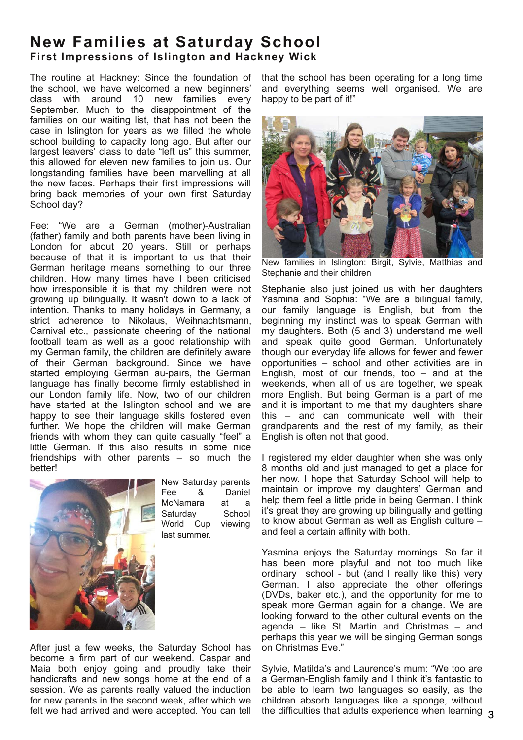# New Families at Saturday School

## First Impressions of Islington and Hackney Wick

The routine at Hackney: Since the foundation of the school, we have welcomed a new beginners' class with around 10 new families every September. Much to the disappointment of the families on our waiting list, that has not been the case in Islington for years as we filled the whole school building to capacity long ago. But after our largest leavers' class to date "left us" this summer, this allowed for eleven new families to join us. Our longstanding families have been marvelling at all the new faces. Perhaps their first impressions will bring back memories of your own first Saturday School day?

Fee: "We are a German (mother)-Australian (father) family and both parents have been living in London for about 20 years. Still or perhaps because of that it is important to us that their German heritage means something to our three children. How many times have I been criticised how irresponsible it is that my children were not growing up bilingually. It wasn't down to a lack of intention. Thanks to many holidays in Germany, a strict adherence to Nikolaus, Weihnachtsmann, Carnival etc., passionate cheering of the national football team as well as a good relationship with my German family, the children are definitely aware of their German background. Since we have started employing German au-pairs, the German language has finally become firmly established in our London family life. Now, two of our children have started at the Islington school and we are happy to see their language skills fostered even further. We hope the children will make German friends with whom they can quite casually "feel" a little German. If this also results in some nice friendships with other parents – so much the better!

New Saturday parents Fee & Daniel McNamara at a Saturday School World Cup viewing last summer.

After just a few weeks, the Saturday School has become a firm part of our weekend. Caspar and Maia both enjoy going and proudly take their handicrafts and new songs home at the end of a session. We as parents really valued the induction for new parents in the second week, after which we felt we had arrived and were accepted. You can tell that the school has been operating for a long time and everything seems well organised. We are happy to be part of it!"

New families in Islington: Birgit, Sylvie, Matthias and Stephanie and their children

Stephanie also just joined us with her daughters Yasmina and Sophia: "We are a bilingual family, our family language is English, but from the beginning my instinct was to speak German with my daughters. Both (5 and 3) understand me well and speak quite good German. Unfortunately though our everyday life allows for fewer and fewer opportunities – school and other activities are in English, most of our friends, too – and at the weekends, when all of us are together, we speak more English. But being German is a part of me and it is important to me that my daughters share this – and can communicate well with their grandparents and the rest of my family, as their English is often not that good.

I registered my elder daughter when she was only 8 months old and just managed to get a place for her now. I hope that Saturday School will help to maintain or improve my daughters' German and help them feel a little pride in being German. I think it's great they are growing up bilingually and getting to know about German as well as English culture – and feel a certain affinity with both.

Yasmina enjoys the Saturday mornings. So far it has been more playful and not too much like ordinary school - but (and I really like this) very German. I also appreciate the other offerings (DVDs, baker etc.), and the opportunity for me to speak more German again for a change. We are looking forward to the other cultural events on the agenda – like St. Martin and Christmas – and perhaps this year we will be singing German songs on Christmas Eve."

Sylvie, Matilda's and Laurence's mum: "We too are a German-English family and I think it's fantastic to be able to learn two languages so easily, as the children absorb languages like a sponge, without the difficulties that adults experience when learning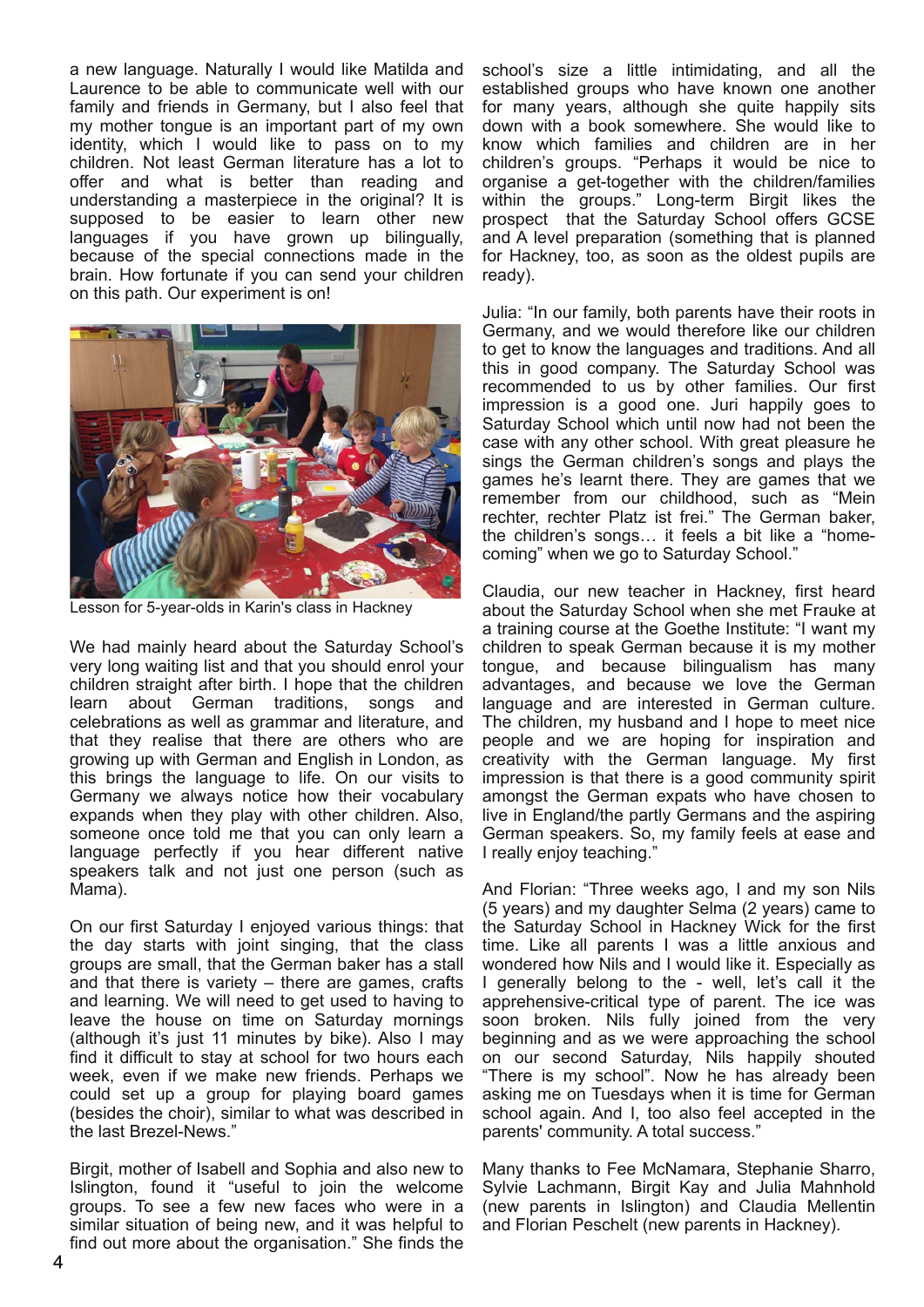a new language. Naturally I would like Matilda and Laurence to be able to communicate well with our family and friends in Germany, but I also feel that my mother tongue is an important part of my own identity, which I would like to pass on to my children. Not least German literature has a lot to offer and what is better than reading and understanding a masterpiece in the original? It is supposed to be easier to learn other new languages if you have grown up bilingually, because of the special connections made in the brain. How fortunate if you can send your children on this path. Our experiment is on!

Lesson for 5-year-olds in Karin's class in Hackney

We had mainly heard about the Saturday School's very long waiting list and that you should enrol your children straight after birth. I hope that the children learn about German traditions, songs and celebrations as well as grammar and literature, and that they realise that there are others who are growing up with German and English in London, as this brings the language to life. On our visits to Germany we always notice how their vocabulary expands when they play with other children. Also, someone once told me that you can only learn a language perfectly if you hear different native speakers talk and not just one person (such as Mama).

On our first Saturday I enjoyed various things: that the day starts with joint singing, that the class groups are small, that the German baker has a stall and that there is variety – there are games, crafts and learning. We will need to get used to having to leave the house on time on Saturday mornings (although it's just 11 minutes by bike). Also I may find it difficult to stay at school for two hours each week, even if we make new friends. Perhaps we could set up a group for playing board games (besides the choir), similar to what was described in the last Brezel-News."

Birgit, mother of Isabell and Sophia and also new to Islington, found it "useful to join the welcome groups. To see a few new faces who were in a similar situation of being new, and it was helpful to find out more about the organisation." She finds the school's size a little intimidating, and all the established groups who have known one another for many years, although she quite happily sits down with a book somewhere. She would like to know which families and children are in her children's groups. "Perhaps it would be nice to organise a get-together with the children/families within the groups." Long-term Birgit likes the prospect that the Saturday School offers GCSE and A level preparation (something that is planned for Hackney, too, as soon as the oldest pupils are ready).

Julia: "In our family, both parents have their roots in Germany, and we would therefore like our children to get to know the languages and traditions. And all this in good company. The Saturday School was recommended to us by other families. Our first impression is a good one. Juri happily goes to Saturday School which until now had not been the case with any other school. With great pleasure he sings the German children's songs and plays the games he's learnt there. They are games that we remember from our childhood, such as "Mein rechter, rechter Platz ist frei." The German baker, the children's songs… it feels a bit like a "home-coming" when we go to Saturday School."

Claudia, our new teacher in Hackney, first heard about the Saturday School when she met Frauke at a training course at the Goethe Institute: "I want my children to speak German because it is my mother tongue, and because bilingualism has many advantages, and because we love the German language and are interested in German culture. The children, my husband and I hope to meet nice people and we are hoping for inspiration and creativity with the German language. My first impression is that there is a good community spirit amongst the German expats who have chosen to live in England/the partly Germans and the aspiring German speakers. So, my family feels at ease and I really enjoy teaching."

And Florian: "Three weeks ago, I and my son Nils (5 years) and my daughter Selma (2 years) came to the Saturday School in Hackney Wick for the first time. Like all parents I was a little anxious and wondered how Nils and I would like it. Especially as I generally belong to the - well, let's call it the apprehensive-critical type of parent. The ice was soon broken. Nils fully joined from the very beginning and as we were approaching the school on our second Saturday, Nils happily shouted "There is my school". Now he has already been asking me on Tuesdays when it is time for German school again. And I, too also feel accepted in the parents' community. A total success."

Many thanks to Fee McNamara, Stephanie Sharro, Sylvie Lachmann, Birgit Kay and Julia Mahnhold (new parents in Islington) and Claudia Mellentin and Florian Peschelt (new parents in Hackney).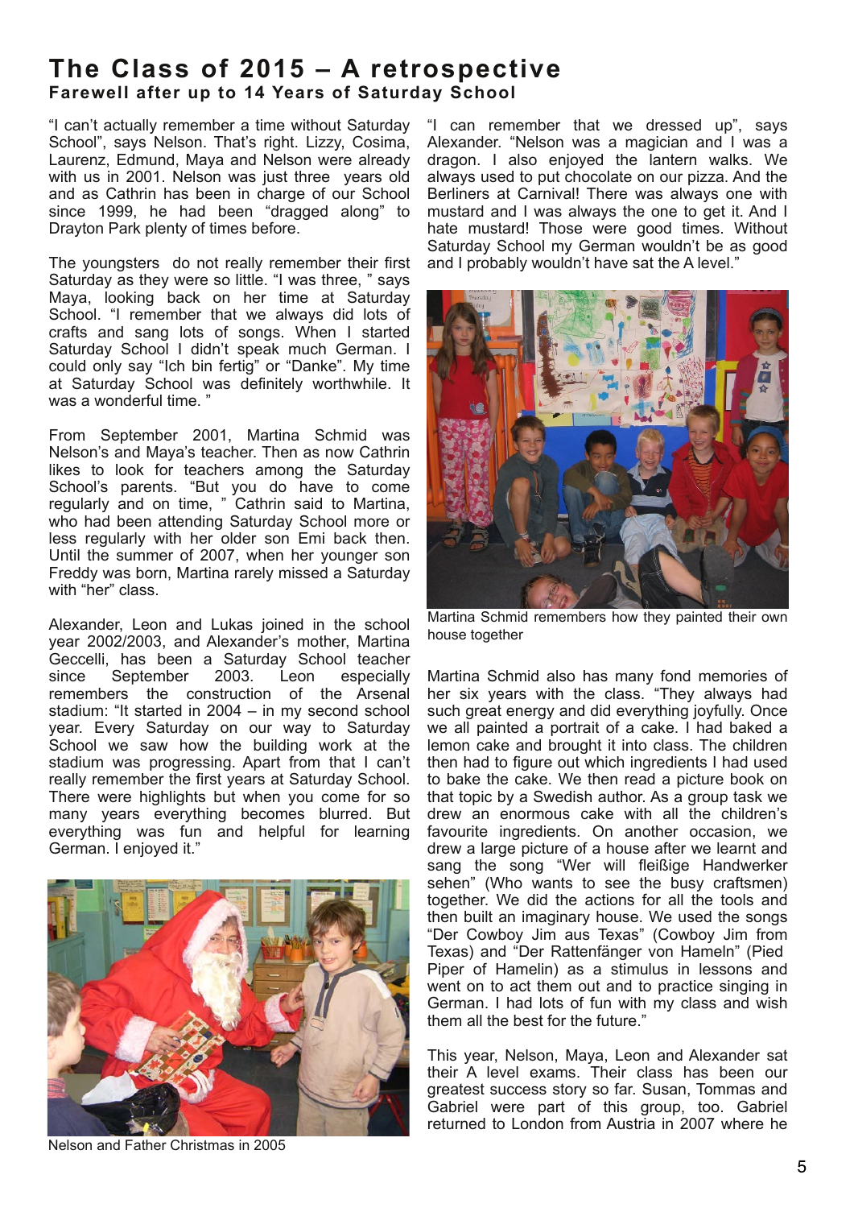# The Class of 2015 – A retrospective

### Farewell after up to 14 Years of Saturday School

"I can't actually remember a time without Saturday School", says Nelson. That's right. Lizzy, Cosima, Laurenz, Edmund, Maya and Nelson were already with us in 2001. Nelson was just three years old and as Cathrin has been in charge of our School since 1999, he had been "dragged along" to Drayton Park plenty of times before.

The youngsters do not really remember their first Saturday as they were so little. "I was three, " says Maya, looking back on her time at Saturday School. "I remember that we always did lots of crafts and sang lots of songs. When I started Saturday School I didn't speak much German. I could only say "Ich bin fertig" or "Danke". My time at Saturday School was definitely worthwhile. It was a wonderful time. "

From September 2001, Martina Schmid was Nelson's and Maya's teacher. Then as now Cathrin likes to look for teachers among the Saturday School's parents. "But you do have to come regularly and on time, " Cathrin said to Martina, who had been attending Saturday School more or less regularly with her older son Emi back then. Until the summer of 2007, when her younger son Freddy was born, Martina rarely missed a Saturday with "her" class.

Alexander, Leon and Lukas joined in the school year 2002/2003, and Alexander's mother, Martina Geccelli, has been a Saturday School teacher since September 2003. Leon especially remembers the construction of the Arsenal stadium: "It started in 2004 – in my second school year. Every Saturday on our way to Saturday School we saw how the building work at the stadium was progressing. Apart from that I can't really remember the first years at Saturday School. There were highlights but when you come for so many years everything becomes blurred. But everything was fun and helpful for learning German. I enjoyed it."

Nelson and Father Christmas in 2005

"I can remember that we dressed up", says Alexander. "Nelson was a magician and I was a dragon. I also enjoyed the lantern walks. We always used to put chocolate on our pizza. And the Berliners at Carnival! There was always one with mustard and I was always the one to get it. And I hate mustard! Those were good times. Without Saturday School my German wouldn't be as good and I probably wouldn't have sat the A level."

Martina Schmid remembers how they painted their own house together

Martina Schmid also has many fond memories of her six years with the class. "They always had such great energy and did everything joyfully. Once we all painted a portrait of a cake. I had baked a lemon cake and brought it into class. The children then had to figure out which ingredients I had used to bake the cake. We then read a picture book on that topic by a Swedish author. As a group task we drew an enormous cake with all the children's favourite ingredients. On another occasion, we drew a large picture of a house after we learnt and sang the song "Wer will fleißige Handwerker sehen" (Who wants to see the busy craftsmen) together. We did the actions for all the tools and then built an imaginary house. We used the songs "Der Cowboy Jim aus Texas" (Cowboy Jim from Texas) and "Der Rattenfänger von Hameln" (Pied Piper of Hamelin) as a stimulus in lessons and went on to act them out and to practice singing in German. I had lots of fun with my class and wish them all the best for the future."

This year, Nelson, Maya, Leon and Alexander sat their A level exams. Their class has been our greatest success story so far. Susan, Tommas and Gabriel were part of this group, too. Gabriel returned to London from Austria in 2007 where he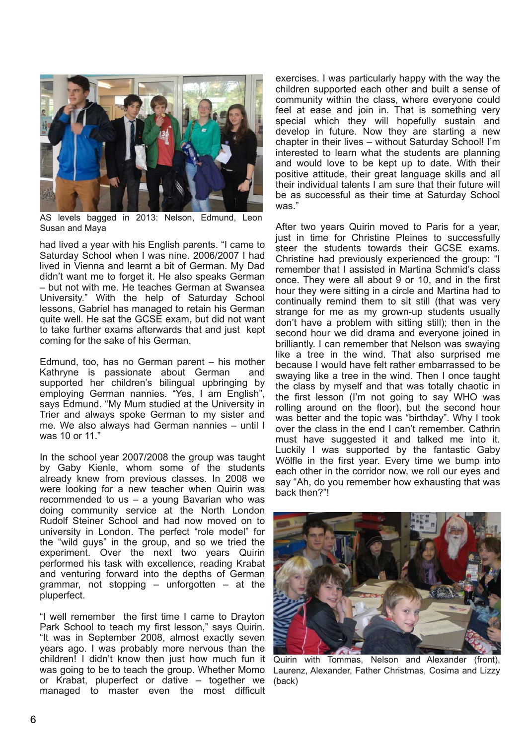AS levels bagged in 2013: Nelson, Edmund, Leon Susan and Maya

had lived a year with his English parents. "I came to Saturday School when I was nine. 2006/2007 I had lived in Vienna and learnt a bit of German. My Dad didn't want me to forget it. He also speaks German – but not with me. He teaches German at Swansea University." With the help of Saturday School lessons, Gabriel has managed to retain his German quite well. He sat the GCSE exam, but did not want to take further exams afterwards that and just kept coming for the sake of his German.

Edmund, too, has no German parent – his mother Kathryne is passionate about German and supported her children's bilingual upbringing by employing German nannies. "Yes, I am English", says Edmund. "My Mum studied at the University in Trier and always spoke German to my sister and me. We also always had German nannies – until I was 10 or 11."

In the school year 2007/2008 the group was taught by Gaby Kienle, whom some of the students already knew from previous classes. In 2008 we were looking for a new teacher when Quirin was recommended to us – a young Bavarian who was doing community service at the North London Rudolf Steiner School and had now moved on to university in London. The perfect "role model" for the "wild guys" in the group, and so we tried the experiment. Over the next two years Quirin performed his task with excellence, reading Krabat and venturing forward into the depths of German grammar, not stopping – unforgotten – at the pluperfect.

"I well remember the first time I came to Drayton Park School to teach my first lesson," says Quirin. "It was in September 2008, almost exactly seven years ago. I was probably more nervous than the children! I didn't know then just how much fun it was going to be to teach the group. Whether Momo or Krabat, pluperfect or dative – together we managed to master even the most difficult exercises. I was particularly happy with the way the children supported each other and built a sense of community within the class, where everyone could feel at ease and join in. That is something very special which they will hopefully sustain and develop in future. Now they are starting a new chapter in their lives – without Saturday School! I'm interested to learn what the students are planning and would love to be kept up to date. With their positive attitude, their great language skills and all their individual talents I am sure that their future will be as successful as their time at Saturday School was."

After two years Quirin moved to Paris for a year, just in time for Christine Pleines to successfully steer the students towards their GCSE exams. Christine had previously experienced the group: "I remember that I assisted in Martina Schmid's class once. They were all about 9 or 10, and in the first hour they were sitting in a circle and Martina had to continually remind them to sit still (that was very strange for me as my grown-up students usually don't have a problem with sitting still); then in the second hour we did drama and everyone joined in brilliantly. I can remember that Nelson was swaying like a tree in the wind. That also surprised me because I would have felt rather embarrassed to be swaying like a tree in the wind. Then I once taught the class by myself and that was totally chaotic in the first lesson (I'm not going to say WHO was rolling around on the floor), but the second hour was better and the topic was "birthday". Why I took over the class in the end I can't remember. Cathrin must have suggested it and talked me into it. Luckily I was supported by the fantastic Gaby Wölfle in the first year. Every time we bump into each other in the corridor now, we roll our eyes and say "Ah, do you remember how exhausting that was back then?"!

Quirin with Tommas, Nelson and Alexander (front), Laurenz, Alexander, Father Christmas, Cosima and Lizzy (back)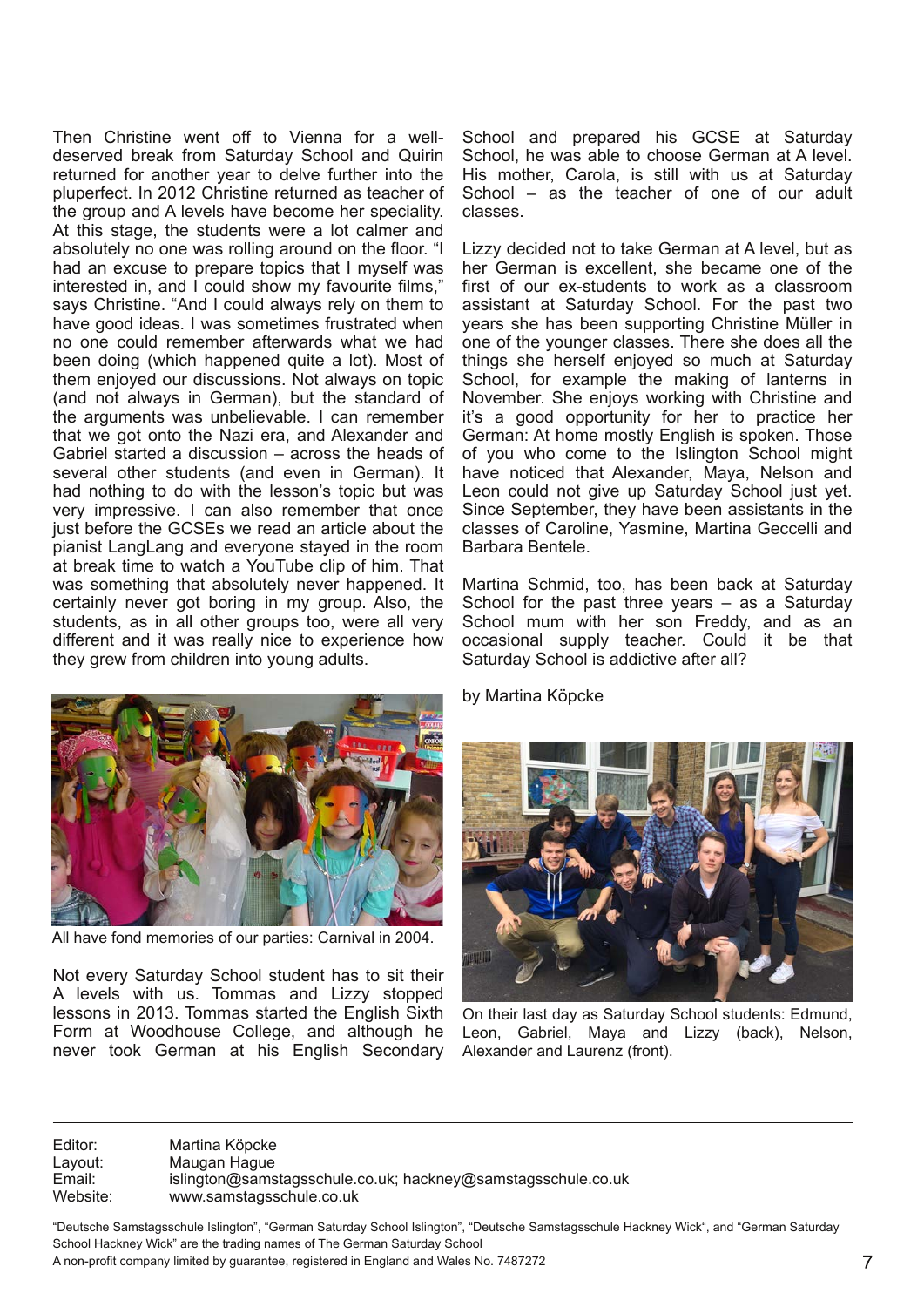Then Christine went off to Vienna for a well-deserved break from Saturday School and Quirin returned for another year to delve further into the pluperfect. In 2012 Christine returned as teacher of the group and A levels have become her speciality. At this stage, the students were a lot calmer and absolutely no one was rolling around on the floor. "I had an excuse to prepare topics that I myself was interested in, and I could show my favourite films," says Christine. "And I could always rely on them to have good ideas. I was sometimes frustrated when no one could remember afterwards what we had been doing (which happened quite a lot). Most of them enjoyed our discussions. Not always on topic (and not always in German), but the standard of the arguments was unbelievable. I can remember that we got onto the Nazi era, and Alexander and Gabriel started a discussion – across the heads of several other students (and even in German). It had nothing to do with the lesson's topic but was very impressive. I can also remember that once just before the GCSEs we read an article about the pianist LangLang and everyone stayed in the room at break time to watch a YouTube clip of him. That was something that absolutely never happened. It certainly never got boring in my group. Also, the students, as in all other groups too, were all very different and it was really nice to experience how they grew from children into young adults.

All have fond memories of our parties: Carnival in 2004.

Not every Saturday School student has to sit their A levels with us. Tommas and Lizzy stopped lessons in 2013. Tommas started the English Sixth Form at Woodhouse College, and although he never took German at his English Secondary School and prepared his GCSE at Saturday School, he was able to choose German at A level. His mother, Carola, is still with us at Saturday School – as the teacher of one of our adult classes.

Lizzy decided not to take German at A level, but as her German is excellent, she became one of the first of our ex-students to work as a classroom assistant at Saturday School. For the past two years she has been supporting Christine Müller in one of the younger classes. There she does all the things she herself enjoyed so much at Saturday School, for example the making of lanterns in November. She enjoys working with Christine and it's a good opportunity for her to practice her German: At home mostly English is spoken. Those of you who come to the Islington School might have noticed that Alexander, Maya, Nelson and Leon could not give up Saturday School just yet. Since September, they have been assistants in the classes of Caroline, Yasmine, Martina Geccelli and Barbara Bentele.

Martina Schmid, too, has been back at Saturday School for the past three years – as a Saturday School mum with her son Freddy, and as an occasional supply teacher. Could it be that Saturday School is addictive after all?

by Martina Köpcke

On their last day as Saturday School students: Edmund, Leon, Gabriel, Maya and Lizzy (back), Nelson, Alexander and Laurenz (front).

---

| | |
|---|---|
| Editor: | Martina Köpcke |
| Layout: | Maugan Hague |
| Email: | islington@samstagsschule.co.uk; hackney@samstagsschule.co.uk |
| Website: | www.samstagsschule.co.uk |

"Deutsche Samstagsschule Islington", "German Saturday School Islington", "Deutsche Samstagsschule Hackney Wick", and "German Saturday School Hackney Wick" are the trading names of The German Saturday School
A non-profit company limited by guarantee, registered in England and Wales No. 7487272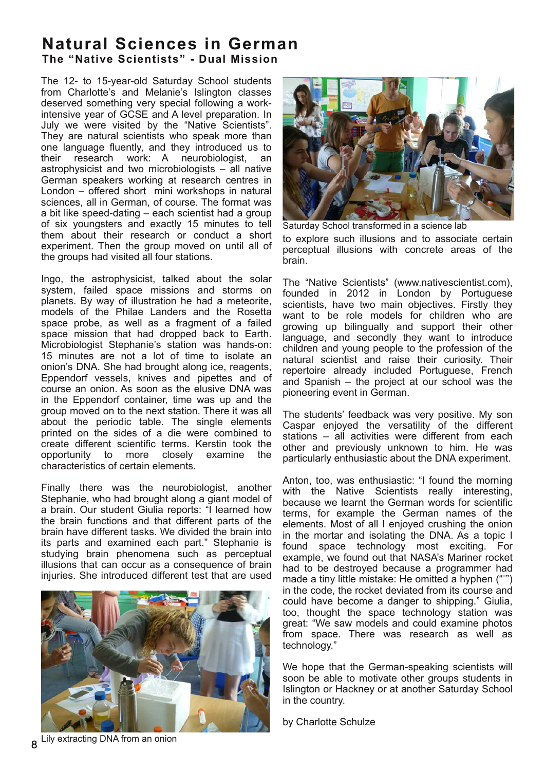# Natural Sciences in German

## The "Native Scientists" - Dual Mission

The 12- to 15-year-old Saturday School students from Charlotte's and Melanie's Islington classes deserved something very special following a work-intensive year of GCSE and A level preparation. In July we were visited by the "Native Scientists". They are natural scientists who speak more than one language fluently, and they introduced us to their research work: A neurobiologist, an astrophysicist and two microbiologists – all native German speakers working at research centres in London – offered short mini workshops in natural sciences, all in German, of course. The format was a bit like speed-dating – each scientist had a group of six youngsters and exactly 15 minutes to tell them about their research or conduct a short experiment. Then the group moved on until all of the groups had visited all four stations.

Ingo, the astrophysicist, talked about the solar system, failed space missions and storms on planets. By way of illustration he had a meteorite, models of the Philae Landers and the Rosetta space probe, as well as a fragment of a failed space mission that had dropped back to Earth. Microbiologist Stephanie's station was hands-on: 15 minutes are not a lot of time to isolate an onion's DNA. She had brought along ice, reagents, Eppendorf vessels, knives and pipettes and of course an onion. As soon as the elusive DNA was in the Eppendorf container, time was up and the group moved on to the next station. There it was all about the periodic table. The single elements printed on the sides of a die were combined to create different scientific terms. Kerstin took the opportunity to more closely examine the characteristics of certain elements.

Finally there was the neurobiologist, another Stephanie, who had brought along a giant model of a brain. Our student Giulia reports: "I learned how the brain functions and that different parts of the brain have different tasks. We divided the brain into its parts and examined each part." Stephanie is studying brain phenomena such as perceptual illusions that can occur as a consequence of brain injuries. She introduced different test that are used to explore such illusions and to associate certain perceptual illusions with concrete areas of the brain.

Lily extracting DNA from an onion

Saturday School transformed in a science lab

The "Native Scientists" (www.nativescientist.com), founded in 2012 in London by Portuguese scientists, have two main objectives. Firstly they want to be role models for children who are growing up bilingually and support their other language, and secondly they want to introduce children and young people to the profession of the natural scientist and raise their curiosity. Their repertoire already included Portuguese, French and Spanish – the project at our school was the pioneering event in German.

The students' feedback was very positive. My son Caspar enjoyed the versatility of the different stations – all activities were different from each other and previously unknown to him. He was particularly enthusiastic about the DNA experiment.

Anton, too, was enthusiastic: "I found the morning with the Native Scientists really interesting, because we learnt the German words for scientific terms, for example the German names of the elements. Most of all I enjoyed crushing the onion in the mortar and isolating the DNA. As a topic I found space technology most exciting. For example, we found out that NASA's Mariner rocket had to be destroyed because a programmer had made a tiny little mistake: He omitted a hyphen ("‾") in the code, the rocket deviated from its course and could have become a danger to shipping." Giulia, too, thought the space technology station was great: "We saw models and could examine photos from space. There was research as well as technology."

We hope that the German-speaking scientists will soon be able to motivate other groups students in Islington or Hackney or at another Saturday School in the country.

by Charlotte Schulze